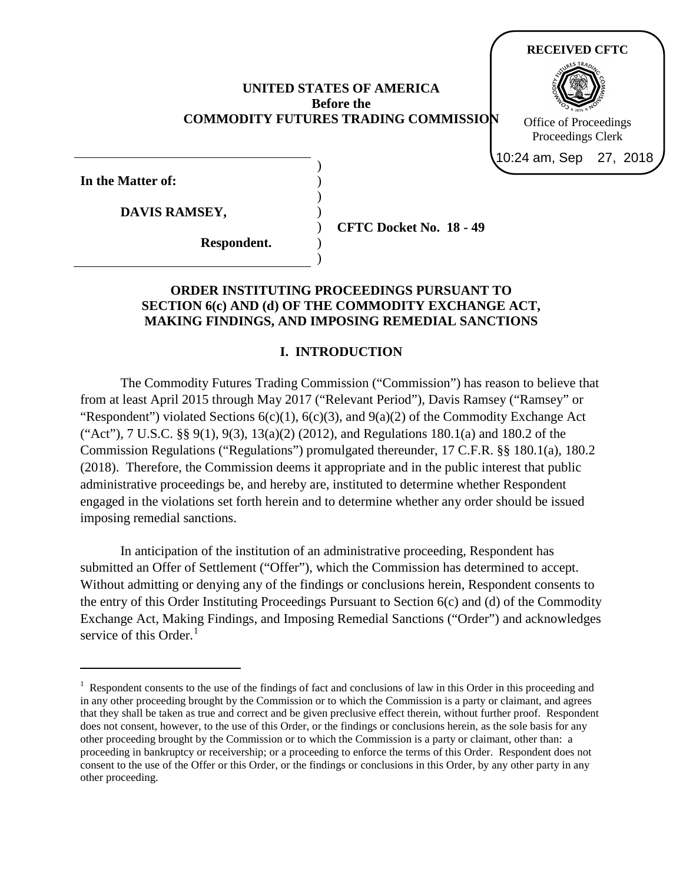RECEIVED CFTC

Office of Proceedings
Proceedings Clerk

10:24 am, Sep 27, 2018

**UNITED STATES OF AMERICA**
**Before the**
**COMMODITY FUTURES TRADING COMMISSION**

**In the Matter of:**

**DAVIS RAMSEY,**

**Respondent.**

**CFTC Docket No. 18 - 49**

**ORDER INSTITUTING PROCEEDINGS PURSUANT TO SECTION 6(c) AND (d) OF THE COMMODITY EXCHANGE ACT, MAKING FINDINGS, AND IMPOSING REMEDIAL SANCTIONS**

## I. INTRODUCTION

The Commodity Futures Trading Commission ("Commission") has reason to believe that from at least April 2015 through May 2017 ("Relevant Period"), Davis Ramsey ("Ramsey" or "Respondent") violated Sections 6(c)(1), 6(c)(3), and 9(a)(2) of the Commodity Exchange Act ("Act"), 7 U.S.C. §§ 9(1), 9(3), 13(a)(2) (2012), and Regulations 180.1(a) and 180.2 of the Commission Regulations ("Regulations") promulgated thereunder, 17 C.F.R. §§ 180.1(a), 180.2 (2018). Therefore, the Commission deems it appropriate and in the public interest that public administrative proceedings be, and hereby are, instituted to determine whether Respondent engaged in the violations set forth herein and to determine whether any order should be issued imposing remedial sanctions.

In anticipation of the institution of an administrative proceeding, Respondent has submitted an Offer of Settlement ("Offer"), which the Commission has determined to accept. Without admitting or denying any of the findings or conclusions herein, Respondent consents to the entry of this Order Instituting Proceedings Pursuant to Section 6(c) and (d) of the Commodity Exchange Act, Making Findings, and Imposing Remedial Sanctions ("Order") and acknowledges service of this Order.[1]

[1] Respondent consents to the use of the findings of fact and conclusions of law in this Order in this proceeding and in any other proceeding brought by the Commission or to which the Commission is a party or claimant, and agrees that they shall be taken as true and correct and be given preclusive effect therein, without further proof. Respondent does not consent, however, to the use of this Order, or the findings or conclusions herein, as the sole basis for any other proceeding brought by the Commission or to which the Commission is a party or claimant, other than: a proceeding in bankruptcy or receivership; or a proceeding to enforce the terms of this Order. Respondent does not consent to the use of the Offer or this Order, or the findings or conclusions in this Order, by any other party in any other proceeding.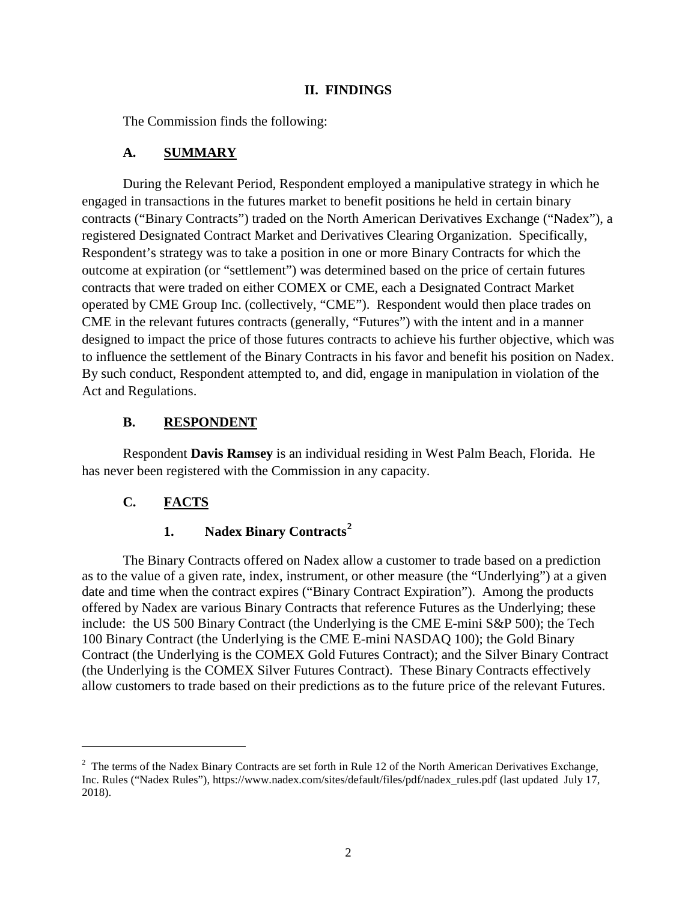## II. FINDINGS

The Commission finds the following:

### A. SUMMARY

During the Relevant Period, Respondent employed a manipulative strategy in which he engaged in transactions in the futures market to benefit positions he held in certain binary contracts ("Binary Contracts") traded on the North American Derivatives Exchange ("Nadex"), a registered Designated Contract Market and Derivatives Clearing Organization. Specifically, Respondent's strategy was to take a position in one or more Binary Contracts for which the outcome at expiration (or "settlement") was determined based on the price of certain futures contracts that were traded on either COMEX or CME, each a Designated Contract Market operated by CME Group Inc. (collectively, "CME"). Respondent would then place trades on CME in the relevant futures contracts (generally, "Futures") with the intent and in a manner designed to impact the price of those futures contracts to achieve his further objective, which was to influence the settlement of the Binary Contracts in his favor and benefit his position on Nadex. By such conduct, Respondent attempted to, and did, engage in manipulation in violation of the Act and Regulations.

### B. RESPONDENT

Respondent **Davis Ramsey** is an individual residing in West Palm Beach, Florida. He has never been registered with the Commission in any capacity.

### C. FACTS

#### 1. Nadex Binary Contracts[2]

The Binary Contracts offered on Nadex allow a customer to trade based on a prediction as to the value of a given rate, index, instrument, or other measure (the "Underlying") at a given date and time when the contract expires ("Binary Contract Expiration"). Among the products offered by Nadex are various Binary Contracts that reference Futures as the Underlying; these include: the US 500 Binary Contract (the Underlying is the CME E-mini S&P 500); the Tech 100 Binary Contract (the Underlying is the CME E-mini NASDAQ 100); the Gold Binary Contract (the Underlying is the COMEX Gold Futures Contract); and the Silver Binary Contract (the Underlying is the COMEX Silver Futures Contract). These Binary Contracts effectively allow customers to trade based on their predictions as to the future price of the relevant Futures.

---

[2] The terms of the Nadex Binary Contracts are set forth in Rule 12 of the North American Derivatives Exchange, Inc. Rules ("Nadex Rules"), https://www.nadex.com/sites/default/files/pdf/nadex_rules.pdf (last updated July 17, 2018).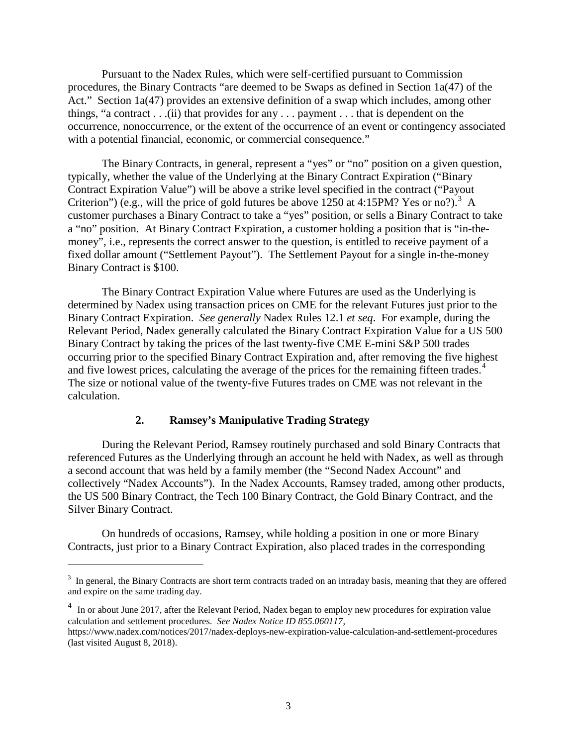Pursuant to the Nadex Rules, which were self-certified pursuant to Commission procedures, the Binary Contracts "are deemed to be Swaps as defined in Section 1a(47) of the Act." Section 1a(47) provides an extensive definition of a swap which includes, among other things, "a contract . . .(ii) that provides for any . . . payment . . . that is dependent on the occurrence, nonoccurrence, or the extent of the occurrence of an event or contingency associated with a potential financial, economic, or commercial consequence."

The Binary Contracts, in general, represent a "yes" or "no" position on a given question, typically, whether the value of the Underlying at the Binary Contract Expiration ("Binary Contract Expiration Value") will be above a strike level specified in the contract ("Payout Criterion") (e.g., will the price of gold futures be above 1250 at 4:15PM? Yes or no?).[3] A customer purchases a Binary Contract to take a "yes" position, or sells a Binary Contract to take a "no" position. At Binary Contract Expiration, a customer holding a position that is "in-the-money", i.e., represents the correct answer to the question, is entitled to receive payment of a fixed dollar amount ("Settlement Payout"). The Settlement Payout for a single in-the-money Binary Contract is $100.

The Binary Contract Expiration Value where Futures are used as the Underlying is determined by Nadex using transaction prices on CME for the relevant Futures just prior to the Binary Contract Expiration. *See generally* Nadex Rules 12.1 *et seq*. For example, during the Relevant Period, Nadex generally calculated the Binary Contract Expiration Value for a US 500 Binary Contract by taking the prices of the last twenty-five CME E-mini S&P 500 trades occurring prior to the specified Binary Contract Expiration and, after removing the five highest and five lowest prices, calculating the average of the prices for the remaining fifteen trades.[4] The size or notional value of the twenty-five Futures trades on CME was not relevant in the calculation.

### 2. Ramsey's Manipulative Trading Strategy

During the Relevant Period, Ramsey routinely purchased and sold Binary Contracts that referenced Futures as the Underlying through an account he held with Nadex, as well as through a second account that was held by a family member (the "Second Nadex Account" and collectively "Nadex Accounts"). In the Nadex Accounts, Ramsey traded, among other products, the US 500 Binary Contract, the Tech 100 Binary Contract, the Gold Binary Contract, and the Silver Binary Contract.

On hundreds of occasions, Ramsey, while holding a position in one or more Binary Contracts, just prior to a Binary Contract Expiration, also placed trades in the corresponding

---

[3] In general, the Binary Contracts are short term contracts traded on an intraday basis, meaning that they are offered and expire on the same trading day.

[4] In or about June 2017, after the Relevant Period, Nadex began to employ new procedures for expiration value calculation and settlement procedures. *See Nadex Notice ID 855.060117*, https://www.nadex.com/notices/2017/nadex-deploys-new-expiration-value-calculation-and-settlement-procedures (last visited August 8, 2018).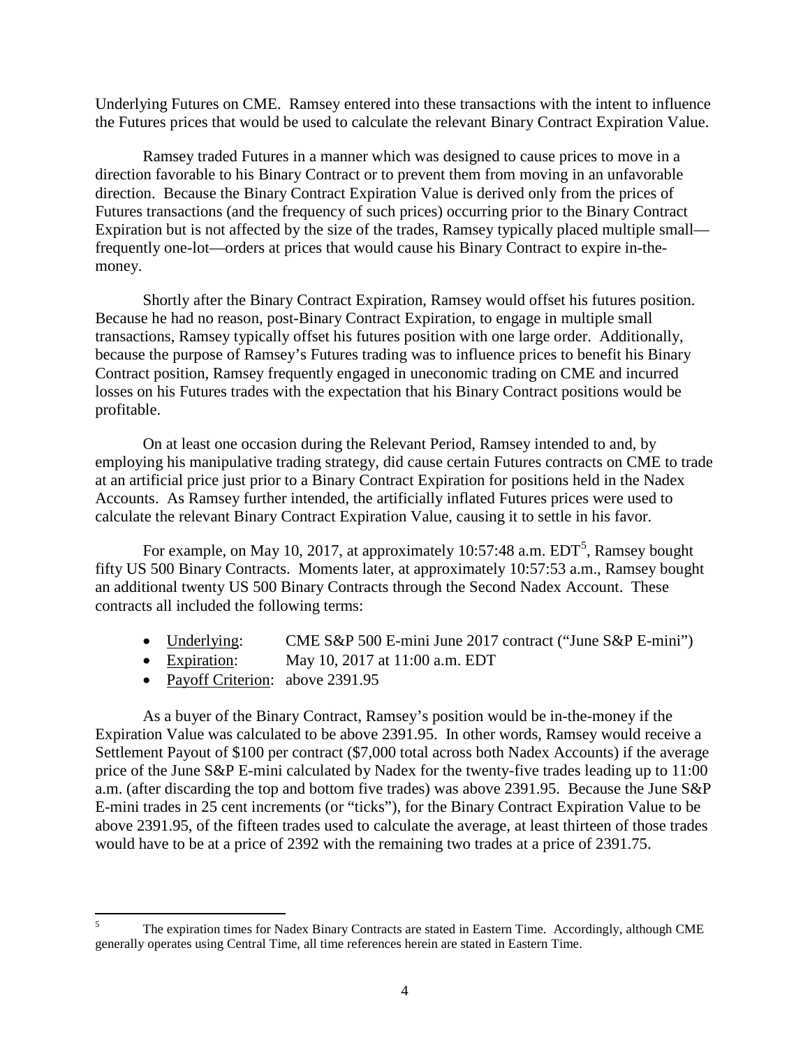Underlying Futures on CME. Ramsey entered into these transactions with the intent to influence the Futures prices that would be used to calculate the relevant Binary Contract Expiration Value.

Ramsey traded Futures in a manner which was designed to cause prices to move in a direction favorable to his Binary Contract or to prevent them from moving in an unfavorable direction. Because the Binary Contract Expiration Value is derived only from the prices of Futures transactions (and the frequency of such prices) occurring prior to the Binary Contract Expiration but is not affected by the size of the trades, Ramsey typically placed multiple small—frequently one-lot—orders at prices that would cause his Binary Contract to expire in-the-money.

Shortly after the Binary Contract Expiration, Ramsey would offset his futures position. Because he had no reason, post-Binary Contract Expiration, to engage in multiple small transactions, Ramsey typically offset his futures position with one large order. Additionally, because the purpose of Ramsey's Futures trading was to influence prices to benefit his Binary Contract position, Ramsey frequently engaged in uneconomic trading on CME and incurred losses on his Futures trades with the expectation that his Binary Contract positions would be profitable.

On at least one occasion during the Relevant Period, Ramsey intended to and, by employing his manipulative trading strategy, did cause certain Futures contracts on CME to trade at an artificial price just prior to a Binary Contract Expiration for positions held in the Nadex Accounts. As Ramsey further intended, the artificially inflated Futures prices were used to calculate the relevant Binary Contract Expiration Value, causing it to settle in his favor.

For example, on May 10, 2017, at approximately 10:57:48 a.m. EDT[5], Ramsey bought fifty US 500 Binary Contracts. Moments later, at approximately 10:57:53 a.m., Ramsey bought an additional twenty US 500 Binary Contracts through the Second Nadex Account. These contracts all included the following terms:

- Underlying: CME S&P 500 E-mini June 2017 contract ("June S&P E-mini")
- Expiration: May 10, 2017 at 11:00 a.m. EDT
- Payoff Criterion: above 2391.95

As a buyer of the Binary Contract, Ramsey's position would be in-the-money if the Expiration Value was calculated to be above 2391.95. In other words, Ramsey would receive a Settlement Payout of \$100 per contract (\$7,000 total across both Nadex Accounts) if the average price of the June S&P E-mini calculated by Nadex for the twenty-five trades leading up to 11:00 a.m. (after discarding the top and bottom five trades) was above 2391.95. Because the June S&P E-mini trades in 25 cent increments (or "ticks"), for the Binary Contract Expiration Value to be above 2391.95, of the fifteen trades used to calculate the average, at least thirteen of those trades would have to be at a price of 2392 with the remaining two trades at a price of 2391.75.

[5] The expiration times for Nadex Binary Contracts are stated in Eastern Time. Accordingly, although CME generally operates using Central Time, all time references herein are stated in Eastern Time.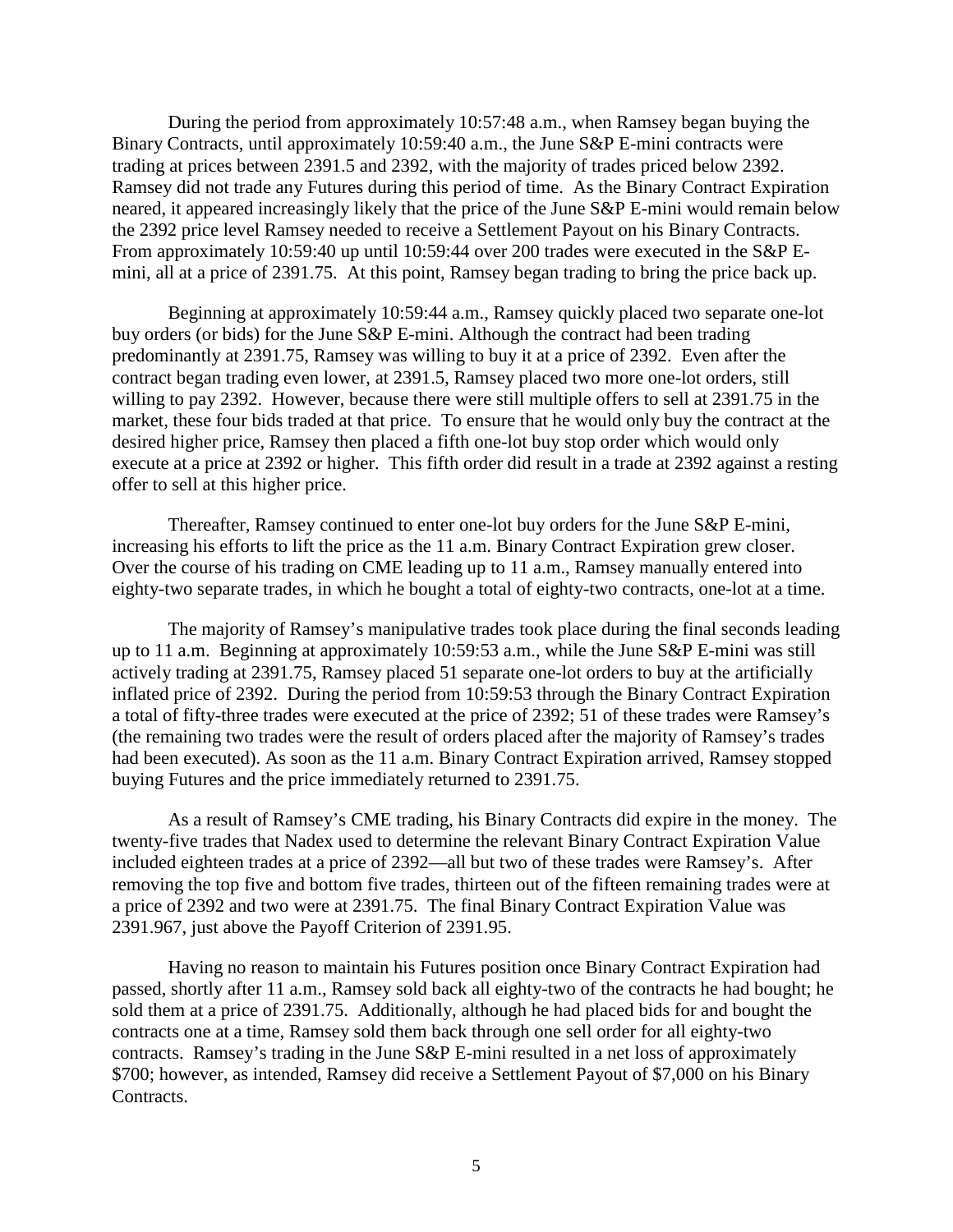During the period from approximately 10:57:48 a.m., when Ramsey began buying the Binary Contracts, until approximately 10:59:40 a.m., the June S&P E-mini contracts were trading at prices between 2391.5 and 2392, with the majority of trades priced below 2392. Ramsey did not trade any Futures during this period of time. As the Binary Contract Expiration neared, it appeared increasingly likely that the price of the June S&P E-mini would remain below the 2392 price level Ramsey needed to receive a Settlement Payout on his Binary Contracts. From approximately 10:59:40 up until 10:59:44 over 200 trades were executed in the S&P E-mini, all at a price of 2391.75. At this point, Ramsey began trading to bring the price back up.

Beginning at approximately 10:59:44 a.m., Ramsey quickly placed two separate one-lot buy orders (or bids) for the June S&P E-mini. Although the contract had been trading predominantly at 2391.75, Ramsey was willing to buy it at a price of 2392. Even after the contract began trading even lower, at 2391.5, Ramsey placed two more one-lot orders, still willing to pay 2392. However, because there were still multiple offers to sell at 2391.75 in the market, these four bids traded at that price. To ensure that he would only buy the contract at the desired higher price, Ramsey then placed a fifth one-lot buy stop order which would only execute at a price at 2392 or higher. This fifth order did result in a trade at 2392 against a resting offer to sell at this higher price.

Thereafter, Ramsey continued to enter one-lot buy orders for the June S&P E-mini, increasing his efforts to lift the price as the 11 a.m. Binary Contract Expiration grew closer. Over the course of his trading on CME leading up to 11 a.m., Ramsey manually entered into eighty-two separate trades, in which he bought a total of eighty-two contracts, one-lot at a time.

The majority of Ramsey's manipulative trades took place during the final seconds leading up to 11 a.m. Beginning at approximately 10:59:53 a.m., while the June S&P E-mini was still actively trading at 2391.75, Ramsey placed 51 separate one-lot orders to buy at the artificially inflated price of 2392. During the period from 10:59:53 through the Binary Contract Expiration a total of fifty-three trades were executed at the price of 2392; 51 of these trades were Ramsey's (the remaining two trades were the result of orders placed after the majority of Ramsey's trades had been executed). As soon as the 11 a.m. Binary Contract Expiration arrived, Ramsey stopped buying Futures and the price immediately returned to 2391.75.

As a result of Ramsey's CME trading, his Binary Contracts did expire in the money. The twenty-five trades that Nadex used to determine the relevant Binary Contract Expiration Value included eighteen trades at a price of 2392—all but two of these trades were Ramsey's. After removing the top five and bottom five trades, thirteen out of the fifteen remaining trades were at a price of 2392 and two were at 2391.75. The final Binary Contract Expiration Value was 2391.967, just above the Payoff Criterion of 2391.95.

Having no reason to maintain his Futures position once Binary Contract Expiration had passed, shortly after 11 a.m., Ramsey sold back all eighty-two of the contracts he had bought; he sold them at a price of 2391.75. Additionally, although he had placed bids for and bought the contracts one at a time, Ramsey sold them back through one sell order for all eighty-two contracts. Ramsey's trading in the June S&P E-mini resulted in a net loss of approximately $700; however, as intended, Ramsey did receive a Settlement Payout of $7,000 on his Binary Contracts.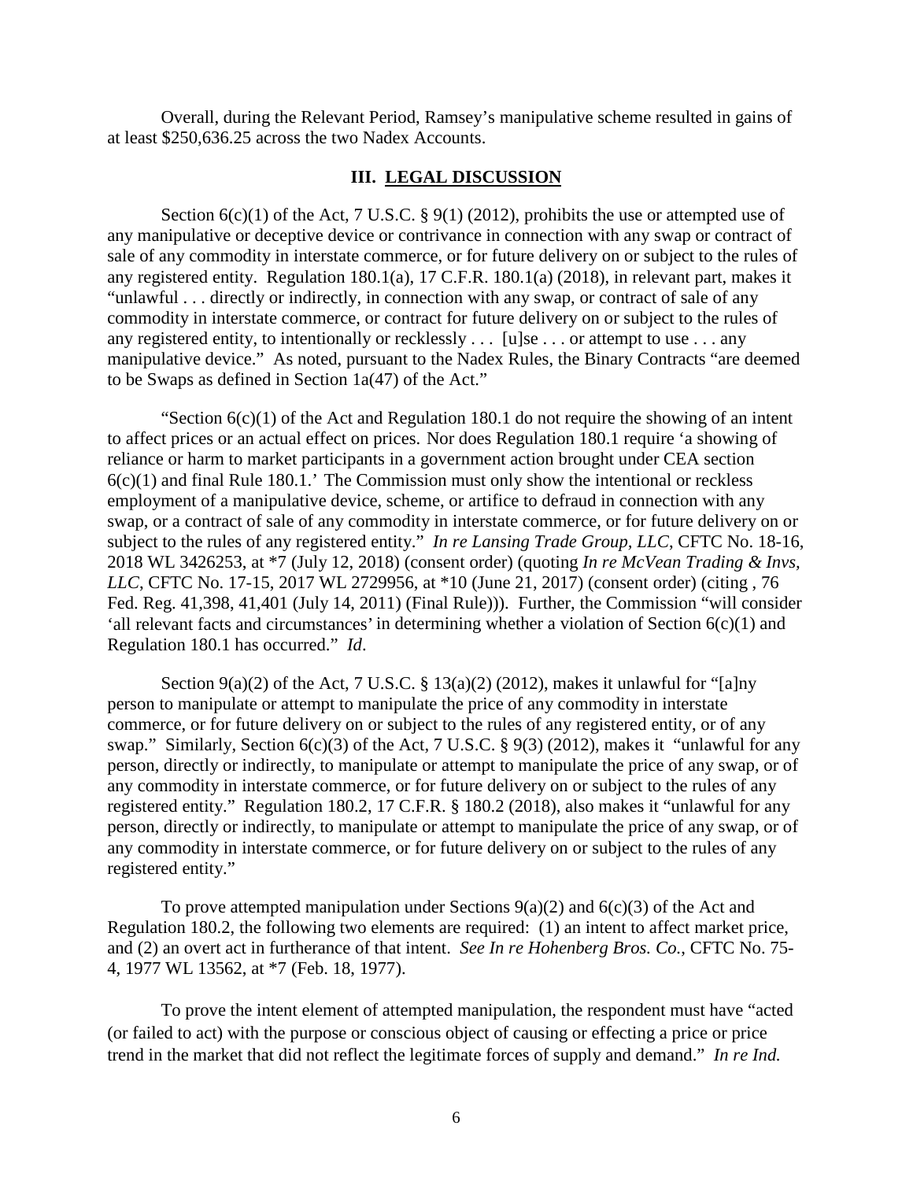Overall, during the Relevant Period, Ramsey's manipulative scheme resulted in gains of at least $250,636.25 across the two Nadex Accounts.

## III. LEGAL DISCUSSION

Section 6(c)(1) of the Act, 7 U.S.C. § 9(1) (2012), prohibits the use or attempted use of any manipulative or deceptive device or contrivance in connection with any swap or contract of sale of any commodity in interstate commerce, or for future delivery on or subject to the rules of any registered entity. Regulation 180.1(a), 17 C.F.R. 180.1(a) (2018), in relevant part, makes it "unlawful . . . directly or indirectly, in connection with any swap, or contract of sale of any commodity in interstate commerce, or contract for future delivery on or subject to the rules of any registered entity, to intentionally or recklessly . . . [u]se . . . or attempt to use . . . any manipulative device." As noted, pursuant to the Nadex Rules, the Binary Contracts "are deemed to be Swaps as defined in Section 1a(47) of the Act."

"Section 6(c)(1) of the Act and Regulation 180.1 do not require the showing of an intent to affect prices or an actual effect on prices. Nor does Regulation 180.1 require 'a showing of reliance or harm to market participants in a government action brought under CEA section 6(c)(1) and final Rule 180.1.' The Commission must only show the intentional or reckless employment of a manipulative device, scheme, or artifice to defraud in connection with any swap, or a contract of sale of any commodity in interstate commerce, or for future delivery on or subject to the rules of any registered entity." *In re Lansing Trade Group, LLC*, CFTC No. 18-16, 2018 WL 3426253, at *7 (July 12, 2018) (consent order) (quoting *In re McVean Trading & Invs, LLC*, CFTC No. 17-15, 2017 WL 2729956, at *10 (June 21, 2017) (consent order) (citing , 76 Fed. Reg. 41,398, 41,401 (July 14, 2011) (Final Rule))). Further, the Commission "will consider 'all relevant facts and circumstances' in determining whether a violation of Section 6(c)(1) and Regulation 180.1 has occurred." *Id*.

Section 9(a)(2) of the Act, 7 U.S.C. § 13(a)(2) (2012), makes it unlawful for "[a]ny person to manipulate or attempt to manipulate the price of any commodity in interstate commerce, or for future delivery on or subject to the rules of any registered entity, or of any swap." Similarly, Section 6(c)(3) of the Act, 7 U.S.C. § 9(3) (2012), makes it "unlawful for any person, directly or indirectly, to manipulate or attempt to manipulate the price of any swap, or of any commodity in interstate commerce, or for future delivery on or subject to the rules of any registered entity." Regulation 180.2, 17 C.F.R. § 180.2 (2018), also makes it "unlawful for any person, directly or indirectly, to manipulate or attempt to manipulate the price of any swap, or of any commodity in interstate commerce, or for future delivery on or subject to the rules of any registered entity."

To prove attempted manipulation under Sections 9(a)(2) and 6(c)(3) of the Act and Regulation 180.2, the following two elements are required: (1) an intent to affect market price, and (2) an overt act in furtherance of that intent. *See In re Hohenberg Bros. Co.*, CFTC No. 75-4, 1977 WL 13562, at *7 (Feb. 18, 1977).

To prove the intent element of attempted manipulation, the respondent must have "acted (or failed to act) with the purpose or conscious object of causing or effecting a price or price trend in the market that did not reflect the legitimate forces of supply and demand." *In re Ind.*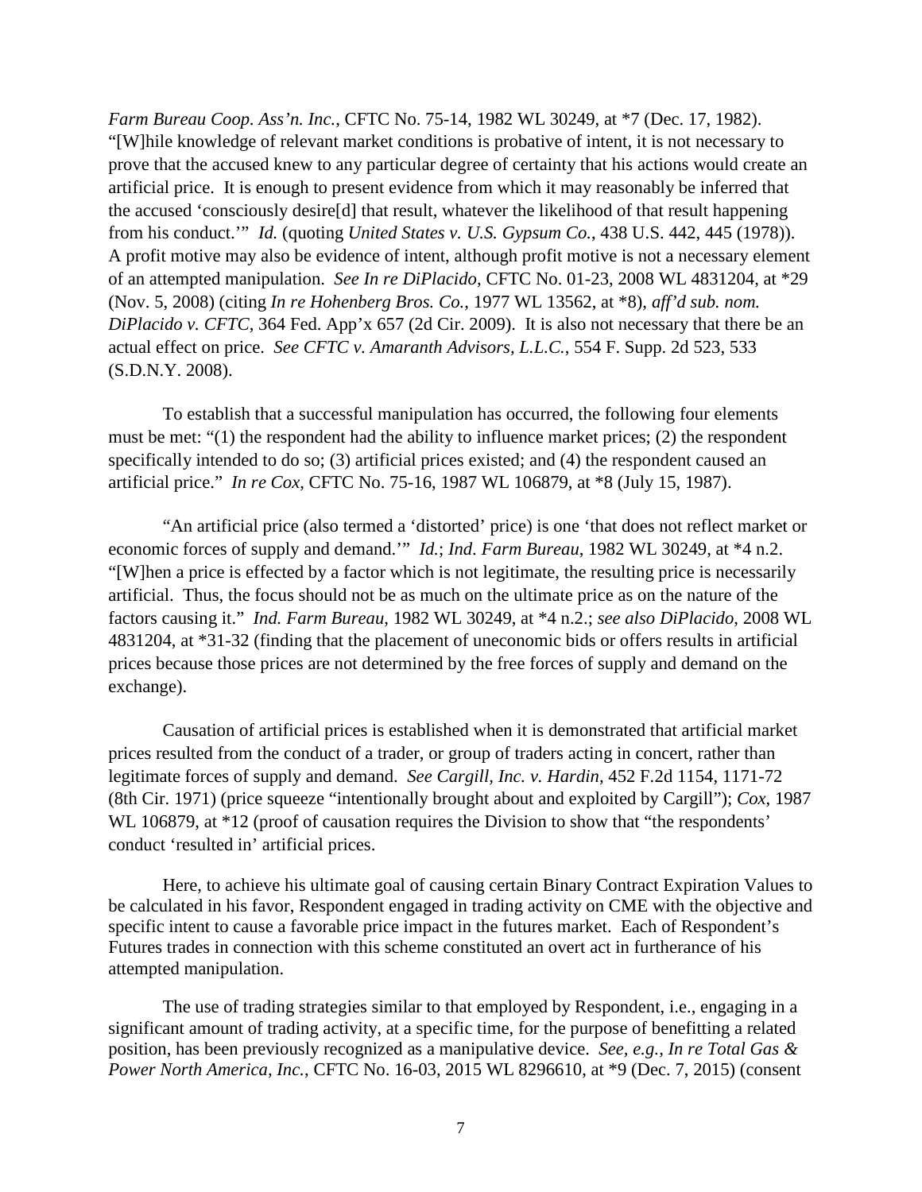*Farm Bureau Coop. Ass'n. Inc.*, CFTC No. 75-14, 1982 WL 30249, at *7 (Dec. 17, 1982). "[W]hile knowledge of relevant market conditions is probative of intent, it is not necessary to prove that the accused knew to any particular degree of certainty that his actions would create an artificial price. It is enough to present evidence from which it may reasonably be inferred that the accused 'consciously desire[d] that result, whatever the likelihood of that result happening from his conduct.'" *Id.* (quoting *United States v. U.S. Gypsum Co.*, 438 U.S. 442, 445 (1978)). A profit motive may also be evidence of intent, although profit motive is not a necessary element of an attempted manipulation. *See In re DiPlacido*, CFTC No. 01-23, 2008 WL 4831204, at *29 (Nov. 5, 2008) (citing *In re Hohenberg Bros. Co.*, 1977 WL 13562, at *8), *aff'd sub. nom. DiPlacido v. CFTC*, 364 Fed. App'x 657 (2d Cir. 2009). It is also not necessary that there be an actual effect on price. *See CFTC v. Amaranth Advisors, L.L.C.*, 554 F. Supp. 2d 523, 533 (S.D.N.Y. 2008).

To establish that a successful manipulation has occurred, the following four elements must be met: "(1) the respondent had the ability to influence market prices; (2) the respondent specifically intended to do so; (3) artificial prices existed; and (4) the respondent caused an artificial price." *In re Cox*, CFTC No. 75-16, 1987 WL 106879, at *8 (July 15, 1987).

"An artificial price (also termed a 'distorted' price) is one 'that does not reflect market or economic forces of supply and demand.'" *Id.*; *Ind. Farm Bureau*, 1982 WL 30249, at *4 n.2. "[W]hen a price is effected by a factor which is not legitimate, the resulting price is necessarily artificial. Thus, the focus should not be as much on the ultimate price as on the nature of the factors causing it." *Ind. Farm Bureau*, 1982 WL 30249, at *4 n.2.; *see also DiPlacido*, 2008 WL 4831204, at *31-32 (finding that the placement of uneconomic bids or offers results in artificial prices because those prices are not determined by the free forces of supply and demand on the exchange).

Causation of artificial prices is established when it is demonstrated that artificial market prices resulted from the conduct of a trader, or group of traders acting in concert, rather than legitimate forces of supply and demand. *See Cargill, Inc. v. Hardin*, 452 F.2d 1154, 1171-72 (8th Cir. 1971) (price squeeze "intentionally brought about and exploited by Cargill"); *Cox*, 1987 WL 106879, at *12 (proof of causation requires the Division to show that "the respondents' conduct 'resulted in' artificial prices.

Here, to achieve his ultimate goal of causing certain Binary Contract Expiration Values to be calculated in his favor, Respondent engaged in trading activity on CME with the objective and specific intent to cause a favorable price impact in the futures market. Each of Respondent's Futures trades in connection with this scheme constituted an overt act in furtherance of his attempted manipulation.

The use of trading strategies similar to that employed by Respondent, i.e., engaging in a significant amount of trading activity, at a specific time, for the purpose of benefitting a related position, has been previously recognized as a manipulative device. *See, e.g., In re Total Gas & Power North America, Inc.*, CFTC No. 16-03, 2015 WL 8296610, at *9 (Dec. 7, 2015) (consent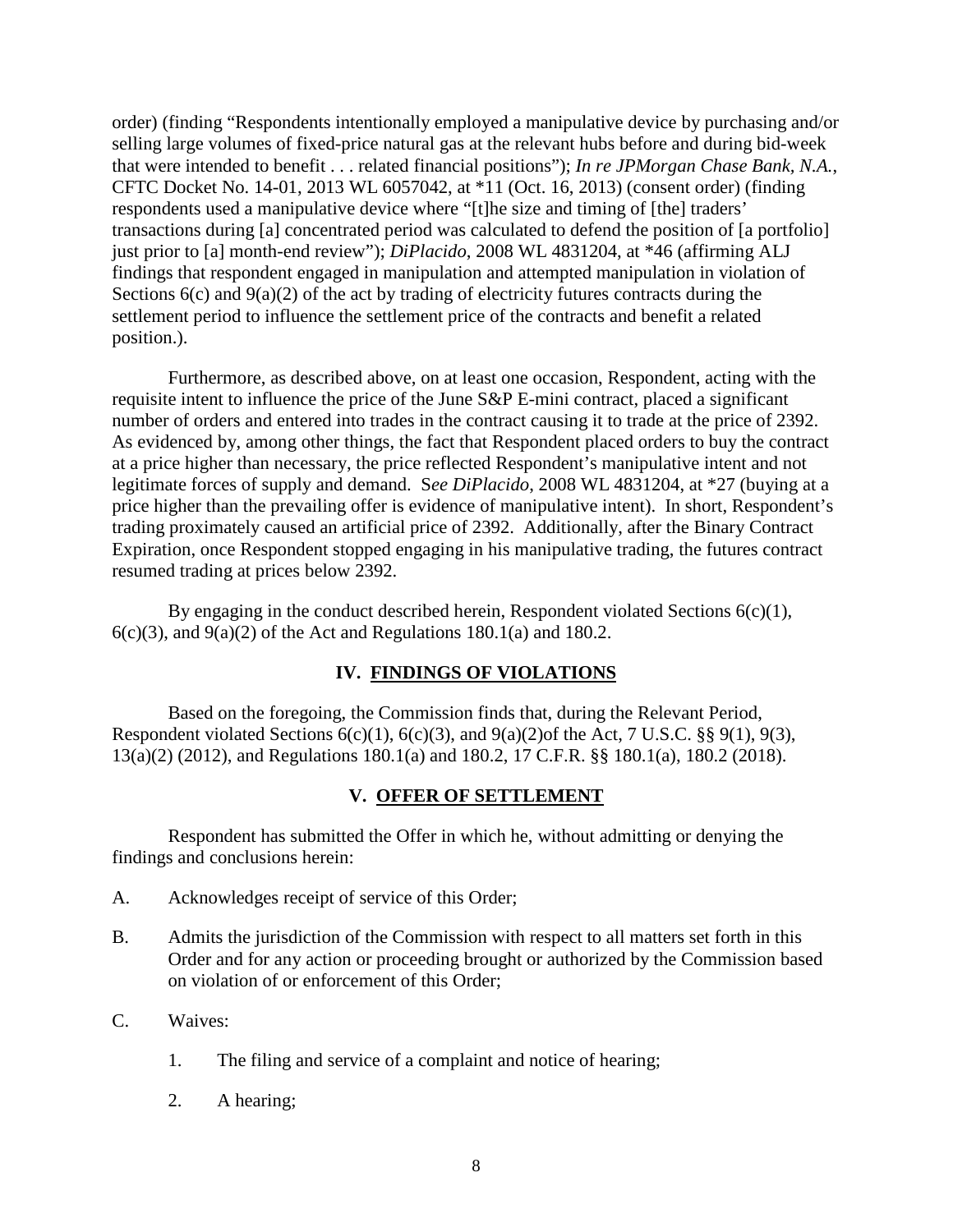order) (finding "Respondents intentionally employed a manipulative device by purchasing and/or selling large volumes of fixed-price natural gas at the relevant hubs before and during bid-week that were intended to benefit . . . related financial positions"); *In re JPMorgan Chase Bank, N.A.*, CFTC Docket No. 14-01, 2013 WL 6057042, at *11 (Oct. 16, 2013) (consent order) (finding respondents used a manipulative device where "[t]he size and timing of [the] traders' transactions during [a] concentrated period was calculated to defend the position of [a portfolio] just prior to [a] month-end review"); *DiPlacido*, 2008 WL 4831204, at *46 (affirming ALJ findings that respondent engaged in manipulation and attempted manipulation in violation of Sections 6(c) and 9(a)(2) of the act by trading of electricity futures contracts during the settlement period to influence the settlement price of the contracts and benefit a related position.).

Furthermore, as described above, on at least one occasion, Respondent, acting with the requisite intent to influence the price of the June S&P E-mini contract, placed a significant number of orders and entered into trades in the contract causing it to trade at the price of 2392. As evidenced by, among other things, the fact that Respondent placed orders to buy the contract at a price higher than necessary, the price reflected Respondent's manipulative intent and not legitimate forces of supply and demand. S*ee DiPlacido*, 2008 WL 4831204, at *27 (buying at a price higher than the prevailing offer is evidence of manipulative intent). In short, Respondent's trading proximately caused an artificial price of 2392. Additionally, after the Binary Contract Expiration, once Respondent stopped engaging in his manipulative trading, the futures contract resumed trading at prices below 2392.

By engaging in the conduct described herein, Respondent violated Sections 6(c)(1), 6(c)(3), and 9(a)(2) of the Act and Regulations 180.1(a) and 180.2.

## IV. FINDINGS OF VIOLATIONS

Based on the foregoing, the Commission finds that, during the Relevant Period, Respondent violated Sections 6(c)(1), 6(c)(3), and 9(a)(2)of the Act, 7 U.S.C. §§ 9(1), 9(3), 13(a)(2) (2012), and Regulations 180.1(a) and 180.2, 17 C.F.R. §§ 180.1(a), 180.2 (2018).

## V. OFFER OF SETTLEMENT

Respondent has submitted the Offer in which he, without admitting or denying the findings and conclusions herein:

A. Acknowledges receipt of service of this Order;

B. Admits the jurisdiction of the Commission with respect to all matters set forth in this Order and for any action or proceeding brought or authorized by the Commission based on violation of or enforcement of this Order;

C. Waives:

1. The filing and service of a complaint and notice of hearing;

2. A hearing;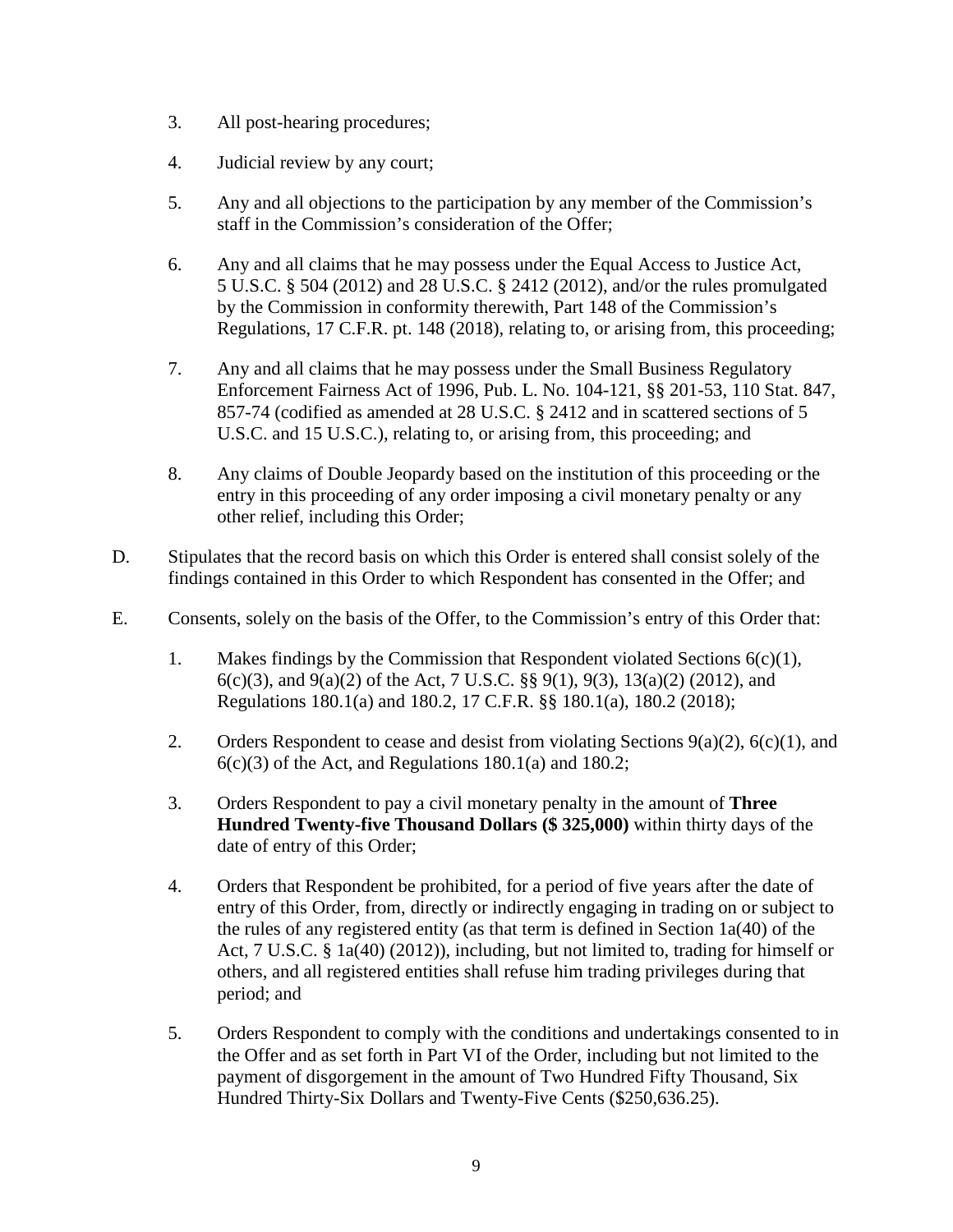3. All post-hearing procedures;

4. Judicial review by any court;

5. Any and all objections to the participation by any member of the Commission's staff in the Commission's consideration of the Offer;

6. Any and all claims that he may possess under the Equal Access to Justice Act, 5 U.S.C. § 504 (2012) and 28 U.S.C. § 2412 (2012), and/or the rules promulgated by the Commission in conformity therewith, Part 148 of the Commission's Regulations, 17 C.F.R. pt. 148 (2018), relating to, or arising from, this proceeding;

7. Any and all claims that he may possess under the Small Business Regulatory Enforcement Fairness Act of 1996, Pub. L. No. 104-121, §§ 201-53, 110 Stat. 847, 857-74 (codified as amended at 28 U.S.C. § 2412 and in scattered sections of 5 U.S.C. and 15 U.S.C.), relating to, or arising from, this proceeding; and

8. Any claims of Double Jeopardy based on the institution of this proceeding or the entry in this proceeding of any order imposing a civil monetary penalty or any other relief, including this Order;

D. Stipulates that the record basis on which this Order is entered shall consist solely of the findings contained in this Order to which Respondent has consented in the Offer; and

E. Consents, solely on the basis of the Offer, to the Commission's entry of this Order that:

1. Makes findings by the Commission that Respondent violated Sections 6(c)(1), 6(c)(3), and 9(a)(2) of the Act, 7 U.S.C. §§ 9(1), 9(3), 13(a)(2) (2012), and Regulations 180.1(a) and 180.2, 17 C.F.R. §§ 180.1(a), 180.2 (2018);

2. Orders Respondent to cease and desist from violating Sections 9(a)(2), 6(c)(1), and 6(c)(3) of the Act, and Regulations 180.1(a) and 180.2;

3. Orders Respondent to pay a civil monetary penalty in the amount of **Three Hundred Twenty-five Thousand Dollars ($ 325,000)** within thirty days of the date of entry of this Order;

4. Orders that Respondent be prohibited, for a period of five years after the date of entry of this Order, from, directly or indirectly engaging in trading on or subject to the rules of any registered entity (as that term is defined in Section 1a(40) of the Act, 7 U.S.C. § 1a(40) (2012)), including, but not limited to, trading for himself or others, and all registered entities shall refuse him trading privileges during that period; and

5. Orders Respondent to comply with the conditions and undertakings consented to in the Offer and as set forth in Part VI of the Order, including but not limited to the payment of disgorgement in the amount of Two Hundred Fifty Thousand, Six Hundred Thirty-Six Dollars and Twenty-Five Cents ($250,636.25).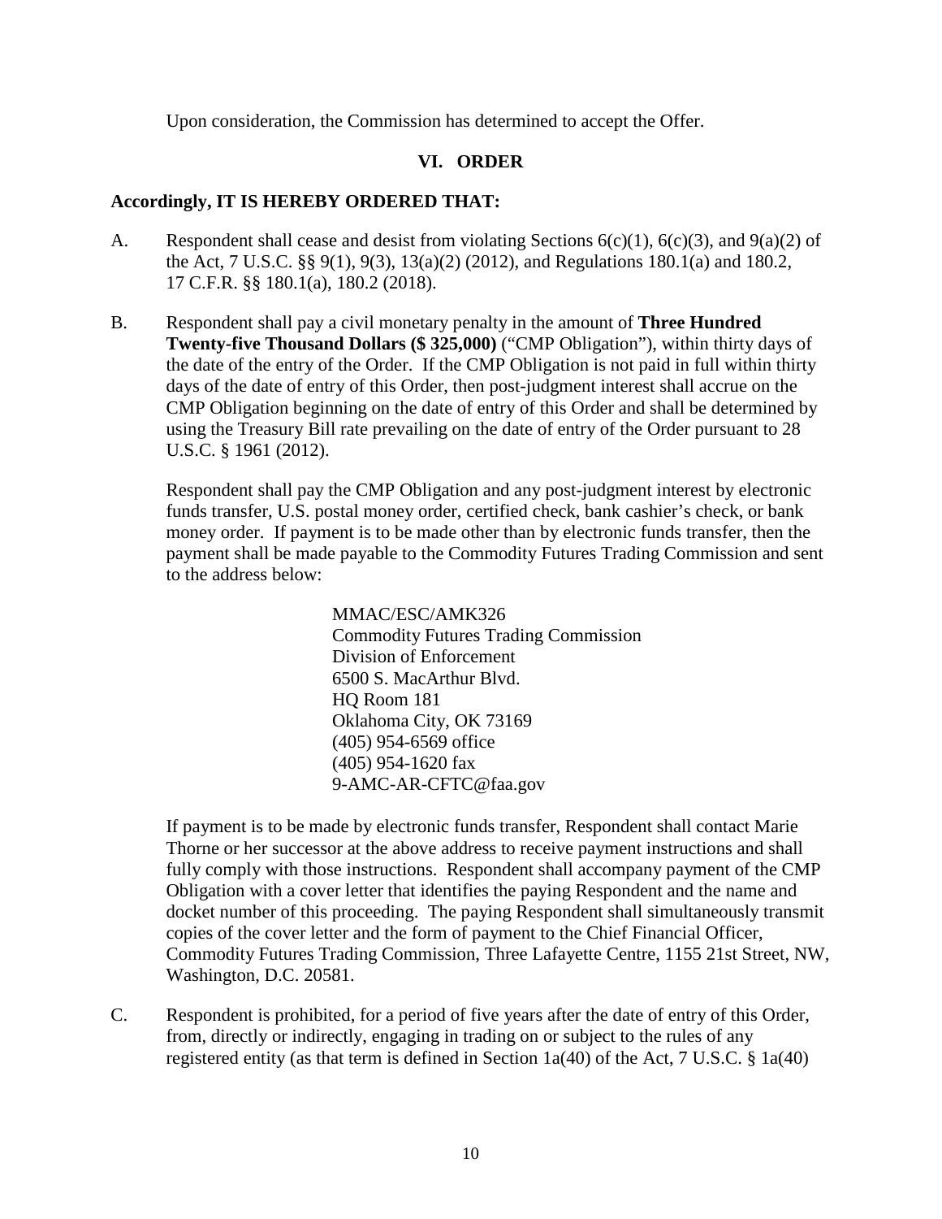Upon consideration, the Commission has determined to accept the Offer.

## VI. ORDER

**Accordingly, IT IS HEREBY ORDERED THAT:**

A. Respondent shall cease and desist from violating Sections 6(c)(1), 6(c)(3), and 9(a)(2) of the Act, 7 U.S.C. §§ 9(1), 9(3), 13(a)(2) (2012), and Regulations 180.1(a) and 180.2, 17 C.F.R. §§ 180.1(a), 180.2 (2018).

B. Respondent shall pay a civil monetary penalty in the amount of **Three Hundred Twenty-five Thousand Dollars ($ 325,000)** ("CMP Obligation"), within thirty days of the date of the entry of the Order. If the CMP Obligation is not paid in full within thirty days of the date of entry of this Order, then post-judgment interest shall accrue on the CMP Obligation beginning on the date of entry of this Order and shall be determined by using the Treasury Bill rate prevailing on the date of entry of the Order pursuant to 28 U.S.C. § 1961 (2012).

   Respondent shall pay the CMP Obligation and any post-judgment interest by electronic funds transfer, U.S. postal money order, certified check, bank cashier's check, or bank money order. If payment is to be made other than by electronic funds transfer, then the payment shall be made payable to the Commodity Futures Trading Commission and sent to the address below:

   MMAC/ESC/AMK326
   Commodity Futures Trading Commission
   Division of Enforcement
   6500 S. MacArthur Blvd.
   HQ Room 181
   Oklahoma City, OK 73169
   (405) 954-6569 office
   (405) 954-1620 fax
   9-AMC-AR-CFTC@faa.gov

   If payment is to be made by electronic funds transfer, Respondent shall contact Marie Thorne or her successor at the above address to receive payment instructions and shall fully comply with those instructions. Respondent shall accompany payment of the CMP Obligation with a cover letter that identifies the paying Respondent and the name and docket number of this proceeding. The paying Respondent shall simultaneously transmit copies of the cover letter and the form of payment to the Chief Financial Officer, Commodity Futures Trading Commission, Three Lafayette Centre, 1155 21st Street, NW, Washington, D.C. 20581.

C. Respondent is prohibited, for a period of five years after the date of entry of this Order, from, directly or indirectly, engaging in trading on or subject to the rules of any registered entity (as that term is defined in Section 1a(40) of the Act, 7 U.S.C. § 1a(40)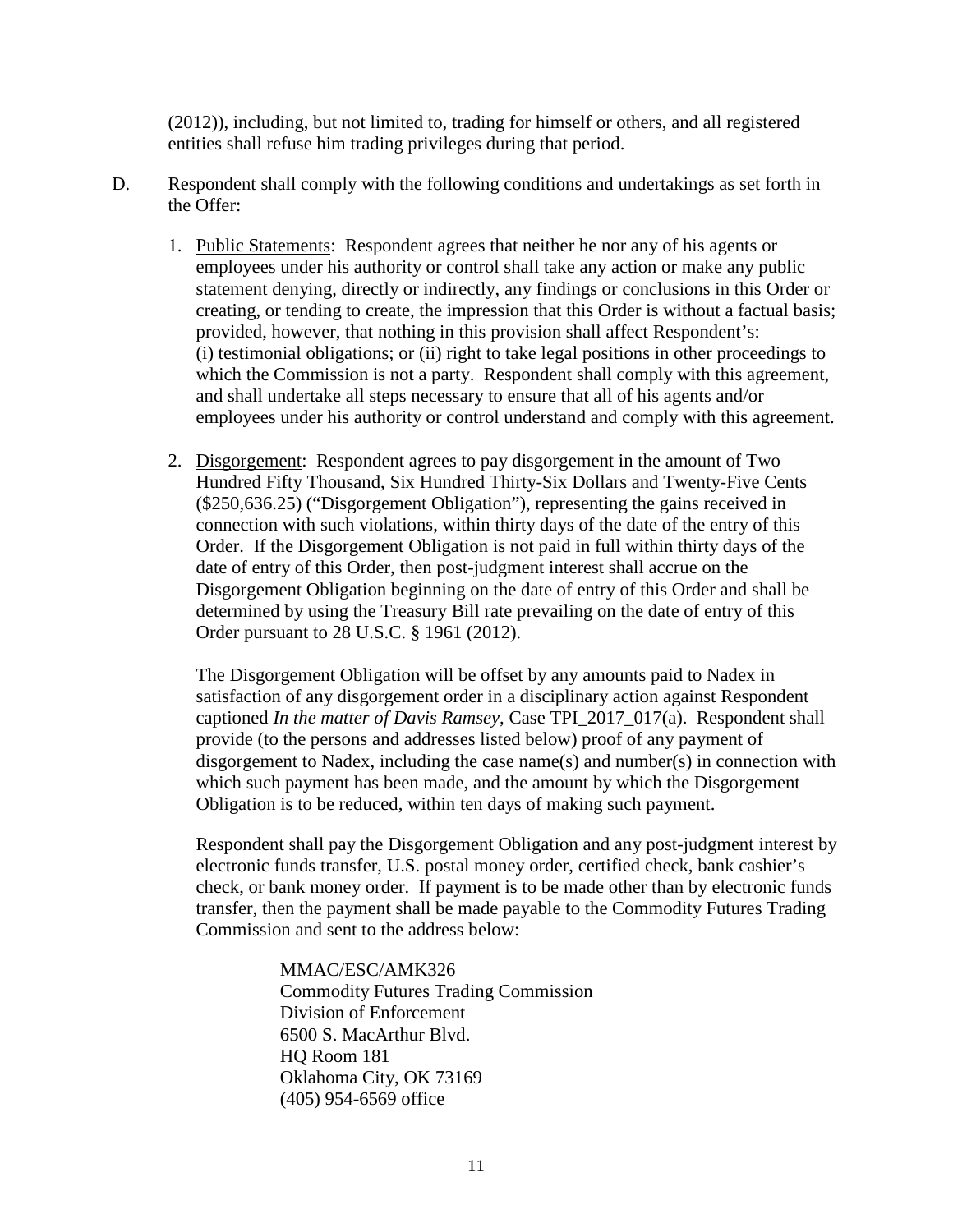(2012)), including, but not limited to, trading for himself or others, and all registered entities shall refuse him trading privileges during that period.

D. Respondent shall comply with the following conditions and undertakings as set forth in the Offer:

1. Public Statements: Respondent agrees that neither he nor any of his agents or employees under his authority or control shall take any action or make any public statement denying, directly or indirectly, any findings or conclusions in this Order or creating, or tending to create, the impression that this Order is without a factual basis; provided, however, that nothing in this provision shall affect Respondent's: (i) testimonial obligations; or (ii) right to take legal positions in other proceedings to which the Commission is not a party. Respondent shall comply with this agreement, and shall undertake all steps necessary to ensure that all of his agents and/or employees under his authority or control understand and comply with this agreement.

2. Disgorgement: Respondent agrees to pay disgorgement in the amount of Two Hundred Fifty Thousand, Six Hundred Thirty-Six Dollars and Twenty-Five Cents ($250,636.25) ("Disgorgement Obligation"), representing the gains received in connection with such violations, within thirty days of the date of the entry of this Order. If the Disgorgement Obligation is not paid in full within thirty days of the date of entry of this Order, then post-judgment interest shall accrue on the Disgorgement Obligation beginning on the date of entry of this Order and shall be determined by using the Treasury Bill rate prevailing on the date of entry of this Order pursuant to 28 U.S.C. § 1961 (2012).

   The Disgorgement Obligation will be offset by any amounts paid to Nadex in satisfaction of any disgorgement order in a disciplinary action against Respondent captioned *In the matter of Davis Ramsey*, Case TPI_2017_017(a). Respondent shall provide (to the persons and addresses listed below) proof of any payment of disgorgement to Nadex, including the case name(s) and number(s) in connection with which such payment has been made, and the amount by which the Disgorgement Obligation is to be reduced, within ten days of making such payment.

   Respondent shall pay the Disgorgement Obligation and any post-judgment interest by electronic funds transfer, U.S. postal money order, certified check, bank cashier's check, or bank money order. If payment is to be made other than by electronic funds transfer, then the payment shall be made payable to the Commodity Futures Trading Commission and sent to the address below:

   MMAC/ESC/AMK326
   Commodity Futures Trading Commission
   Division of Enforcement
   6500 S. MacArthur Blvd.
   HQ Room 181
   Oklahoma City, OK 73169
   (405) 954-6569 office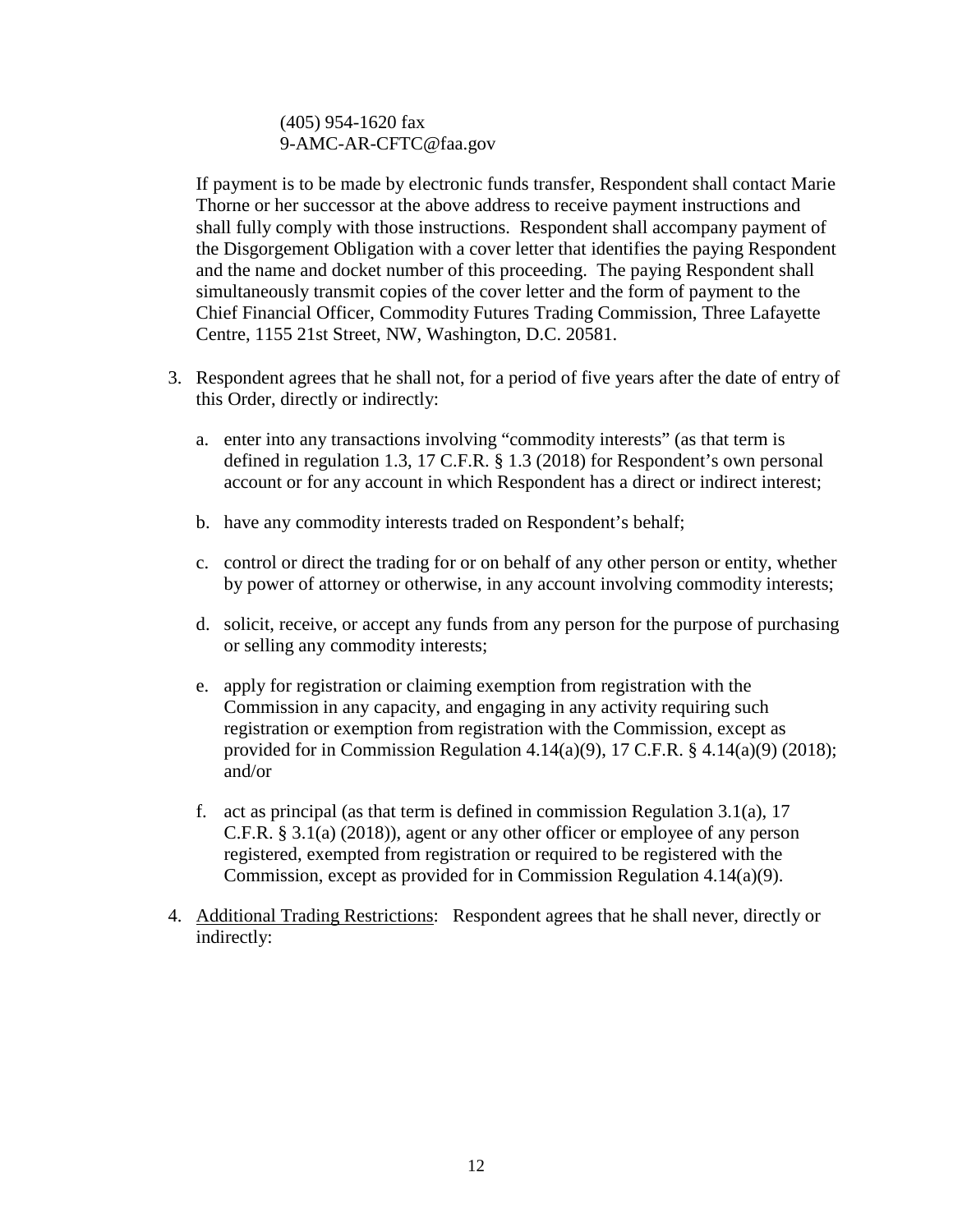(405) 954-1620 fax
9-AMC-AR-CFTC@faa.gov

If payment is to be made by electronic funds transfer, Respondent shall contact Marie Thorne or her successor at the above address to receive payment instructions and shall fully comply with those instructions. Respondent shall accompany payment of the Disgorgement Obligation with a cover letter that identifies the paying Respondent and the name and docket number of this proceeding. The paying Respondent shall simultaneously transmit copies of the cover letter and the form of payment to the Chief Financial Officer, Commodity Futures Trading Commission, Three Lafayette Centre, 1155 21st Street, NW, Washington, D.C. 20581.

3. Respondent agrees that he shall not, for a period of five years after the date of entry of this Order, directly or indirectly:

   a. enter into any transactions involving "commodity interests" (as that term is defined in regulation 1.3, 17 C.F.R. § 1.3 (2018) for Respondent's own personal account or for any account in which Respondent has a direct or indirect interest;

   b. have any commodity interests traded on Respondent's behalf;

   c. control or direct the trading for or on behalf of any other person or entity, whether by power of attorney or otherwise, in any account involving commodity interests;

   d. solicit, receive, or accept any funds from any person for the purpose of purchasing or selling any commodity interests;

   e. apply for registration or claiming exemption from registration with the Commission in any capacity, and engaging in any activity requiring such registration or exemption from registration with the Commission, except as provided for in Commission Regulation 4.14(a)(9), 17 C.F.R. § 4.14(a)(9) (2018); and/or

   f. act as principal (as that term is defined in commission Regulation 3.1(a), 17 C.F.R. § 3.1(a) (2018)), agent or any other officer or employee of any person registered, exempted from registration or required to be registered with the Commission, except as provided for in Commission Regulation 4.14(a)(9).

4. <u>Additional Trading Restrictions</u>: Respondent agrees that he shall never, directly or indirectly: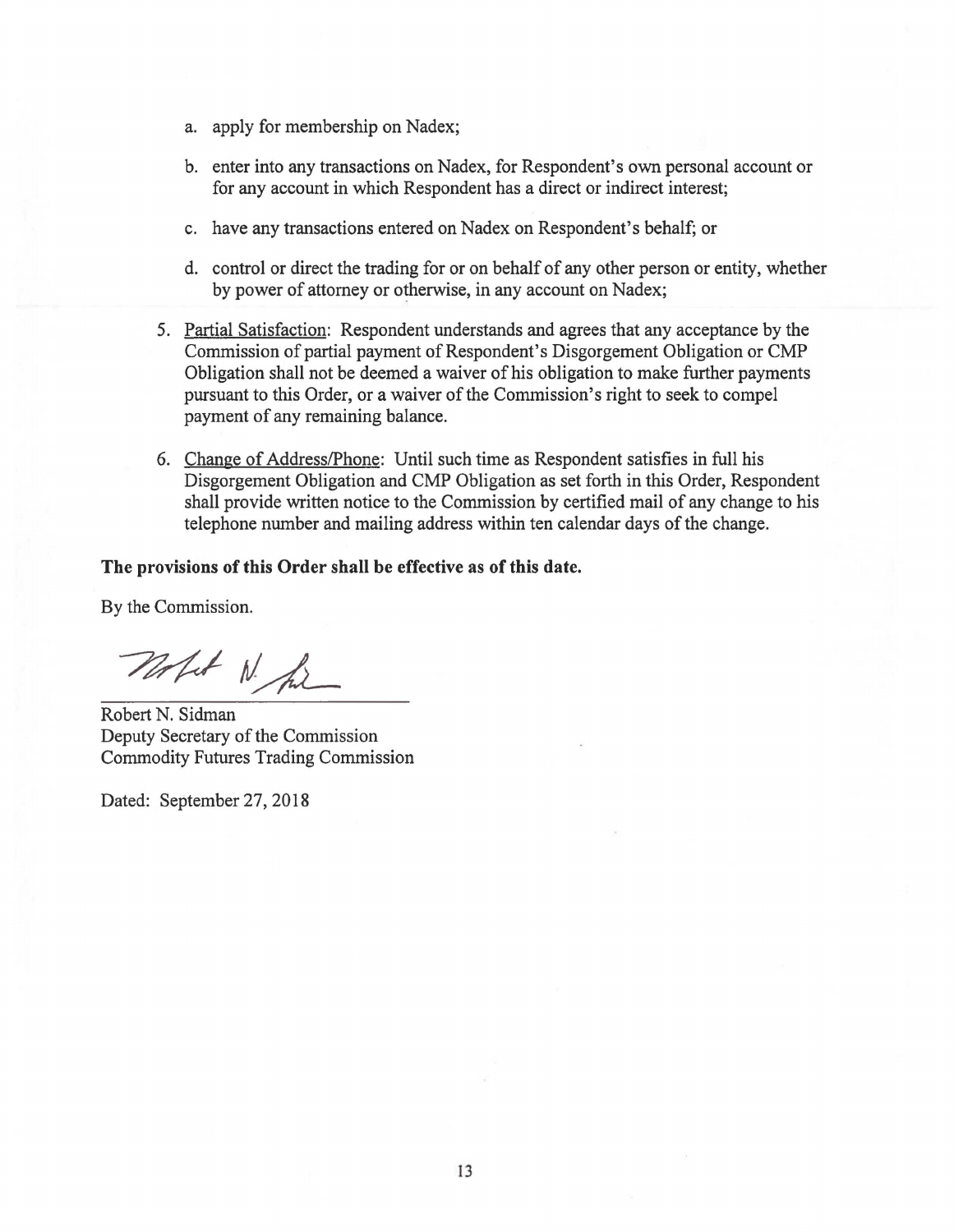a. apply for membership on Nadex;

b. enter into any transactions on Nadex, for Respondent's own personal account or for any account in which Respondent has a direct or indirect interest;

c. have any transactions entered on Nadex on Respondent's behalf; or

d. control or direct the trading for or on behalf of any other person or entity, whether by power of attorney or otherwise, in any account on Nadex;

5. Partial Satisfaction: Respondent understands and agrees that any acceptance by the Commission of partial payment of Respondent's Disgorgement Obligation or CMP Obligation shall not be deemed a waiver of his obligation to make further payments pursuant to this Order, or a waiver of the Commission's right to seek to compel payment of any remaining balance.

6. Change of Address/Phone: Until such time as Respondent satisfies in full his Disgorgement Obligation and CMP Obligation as set forth in this Order, Respondent shall provide written notice to the Commission by certified mail of any change to his telephone number and mailing address within ten calendar days of the change.

**The provisions of this Order shall be effective as of this date.**

By the Commission.

Robert N. Sidman
Deputy Secretary of the Commission
Commodity Futures Trading Commission

Dated: September 27, 2018